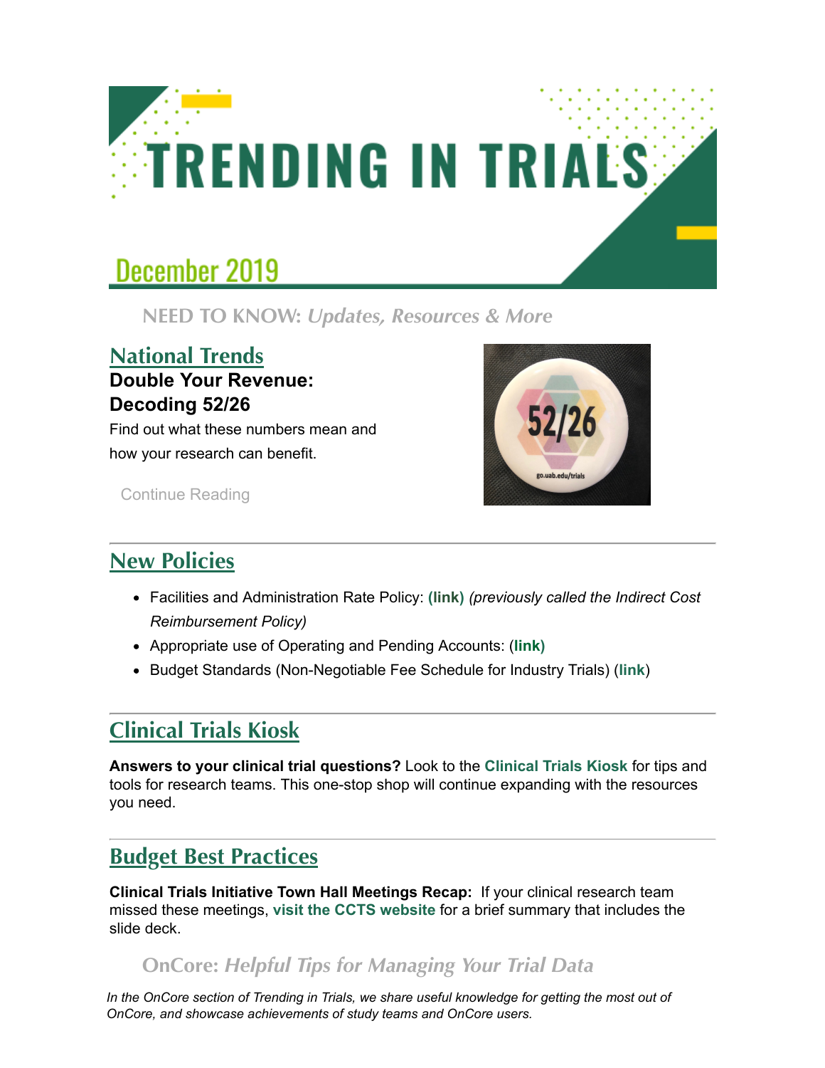# TRENDING IN TRIALS

## December 2019

### NEED TO KNOW: *Updates, Resources & More*

## National Trends

**Double Your Revenue: Decoding 52/26**

Find out what these numbers mean and how your research can benefit.

Continue Reading

## New Policies

- Facilities and Administration Rate Policy: **(link)** *(previously called the Indirect Cost Reimbursement Policy)*
- Appropriate use of Operating and Pending Accounts: (**link)**
- Budget Standards (Non-Negotiable Fee Schedule for Industry Trials) (**link**)

## Clinical Trials Kiosk

**Answers to your clinical trial questions?** Look to the **Clinical Trials Kiosk** for tips and tools for research teams. This one-stop shop will continue expanding with the resources you need.

## Budget Best Practices

**Clinical Trials Initiative Town Hall Meetings Recap:** If your clinical research team missed these meetings, **visit the CCTS website** for a brief summary that includes the slide deck.

### OnCore: *Helpful Tips for Managing Your Trial Data*

*In the OnCore section of Trending in Trials, we share useful knowledge for getting the most out of OnCore, and showcase achievements of study teams and OnCore users.*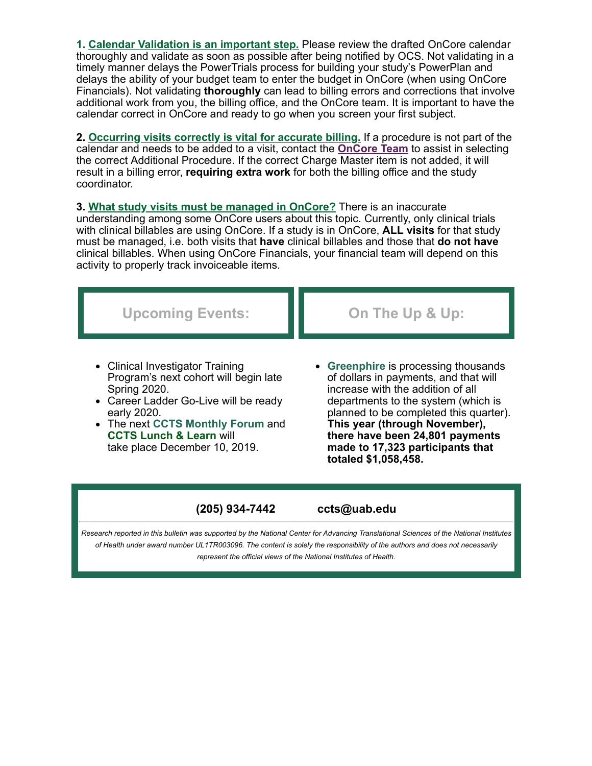**1. Calendar Validation is an important step.** Please review the drafted OnCore calendar thoroughly and validate as soon as possible after being notified by OCS. Not validating in a timely manner delays the PowerTrials process for building your study's PowerPlan and delays the ability of your budget team to enter the budget in OnCore (when using OnCore Financials). Not validating **thoroughly** can lead to billing errors and corrections that involve additional work from you, the billing office, and the OnCore team. It is important to have the calendar correct in OnCore and ready to go when you screen your first subject.

**2. Occurring visits correctly is vital for accurate billing.** If a procedure is not part of the calendar and needs to be added to a visit, contact the **OnCore Team** to assist in selecting the correct Additional Procedure. If the correct Charge Master item is not added, it will result in a billing error, **requiring extra work** for both the billing office and the study coordinator.

**3. What study visits must be managed in OnCore?** There is an inaccurate understanding among some OnCore users about this topic. Currently, only clinical trials with clinical billables are using OnCore. If a study is in OnCore, **ALL visits** for that study must be managed, i.e. both visits that **have** clinical billables and those that **do not have** clinical billables. When using OnCore Financials, your financial team will depend on this activity to properly track invoiceable items.

## Upcoming Events:

- Clinical Investigator Training Program's next cohort will begin late Spring 2020.
- Career Ladder Go-Live will be ready early 2020.
- The next **CCTS Monthly Forum** and **CCTS Lunch & Learn** will take place December 10, 2019.

## On The Up & Up:

- **Greenphire** is processing thousands of dollars in payments, and that will increase with the addition of all departments to the system (which is planned to be completed this quarter). **This year (through November), there have been 24,801 payments made to 17,323 participants that totaled $1,058,458.**

**(205) 934-7442** **ccts@uab.edu**

*Research reported in this bulletin was supported by the National Center for Advancing Translational Sciences of the National Institutes of Health under award number UL1TR003096. The content is solely the responsibility of the authors and does not necessarily represent the official views of the National Institutes of Health.*